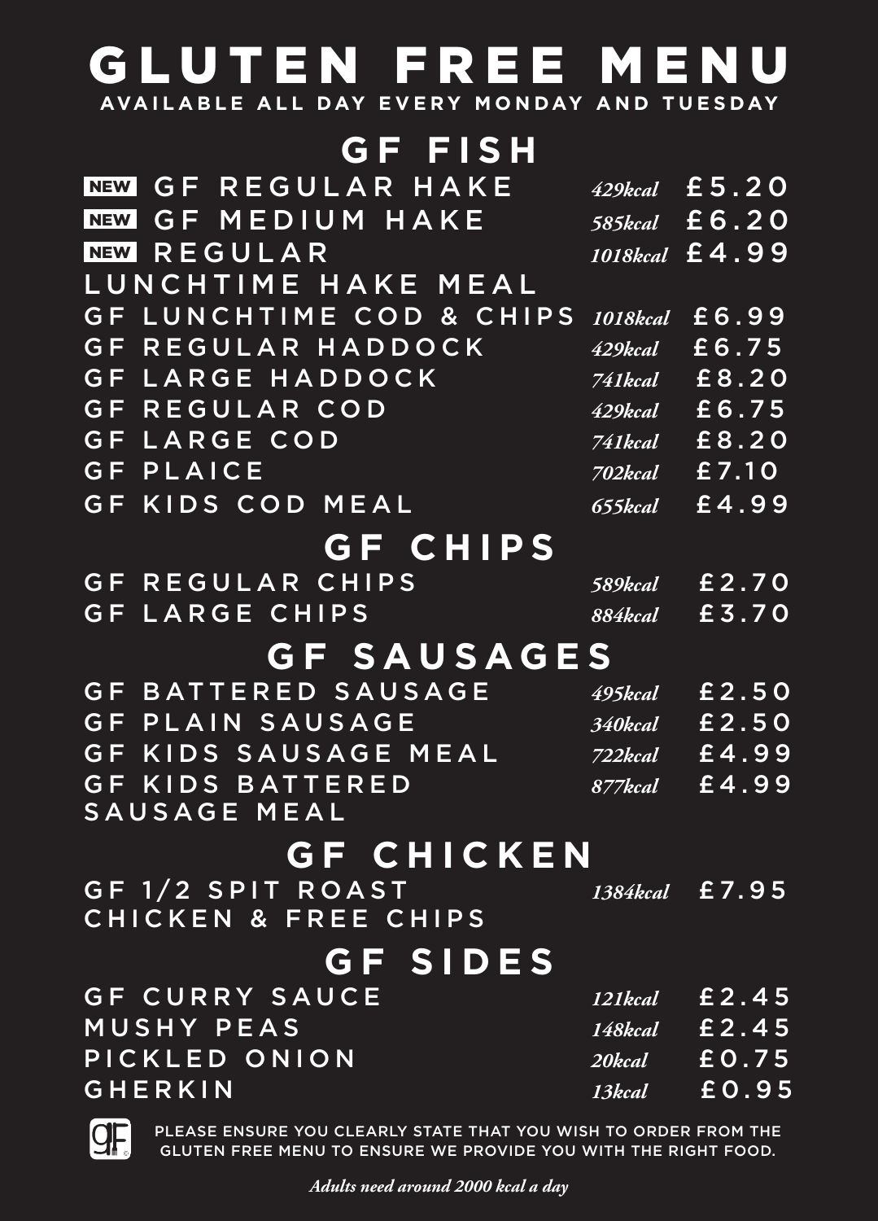# GLUTEN FREE MENU

**AVAILABLE ALL DAY EVERY MONDAY AND TUESDAY**

## GF FISH

| Item | Calories | Price |
|---|---|---|
| NEW GF REGULAR HAKE | *429kcal* | £5.20 |
| NEW GF MEDIUM HAKE | *585kcal* | £6.20 |
| NEW REGULAR LUNCHTIME HAKE MEAL | *1018kcal* | £4.99 |
| GF LUNCHTIME COD & CHIPS | *1018kcal* | £6.99 |
| GF REGULAR HADDOCK | *429kcal* | £6.75 |
| GF LARGE HADDOCK | *741kcal* | £8.20 |
| GF REGULAR COD | *429kcal* | £6.75 |
| GF LARGE COD | *741kcal* | £8.20 |
| GF PLAICE | *702kcal* | £7.10 |
| GF KIDS COD MEAL | *655kcal* | £4.99 |

## GF CHIPS

| Item | Calories | Price |
|---|---|---|
| GF REGULAR CHIPS | *589kcal* | £2.70 |
| GF LARGE CHIPS | *884kcal* | £3.70 |

## GF SAUSAGES

| Item | Calories | Price |
|---|---|---|
| GF BATTERED SAUSAGE | *495kcal* | £2.50 |
| GF PLAIN SAUSAGE | *340kcal* | £2.50 |
| GF KIDS SAUSAGE MEAL | *722kcal* | £4.99 |
| GF KIDS BATTERED SAUSAGE MEAL | *877kcal* | £4.99 |

## GF CHICKEN

| Item | Calories | Price |
|---|---|---|
| GF 1/2 SPIT ROAST CHICKEN & FREE CHIPS | *1384kcal* | £7.95 |

## GF SIDES

| Item | Calories | Price |
|---|---|---|
| GF CURRY SAUCE | *121kcal* | £2.45 |
| MUSHY PEAS | *148kcal* | £2.45 |
| PICKLED ONION | *20kcal* | £0.75 |
| GHERKIN | *13kcal* | £0.95 |

PLEASE ENSURE YOU CLEARLY STATE THAT YOU WISH TO ORDER FROM THE GLUTEN FREE MENU TO ENSURE WE PROVIDE YOU WITH THE RIGHT FOOD.

***Adults need around 2000 kcal a day***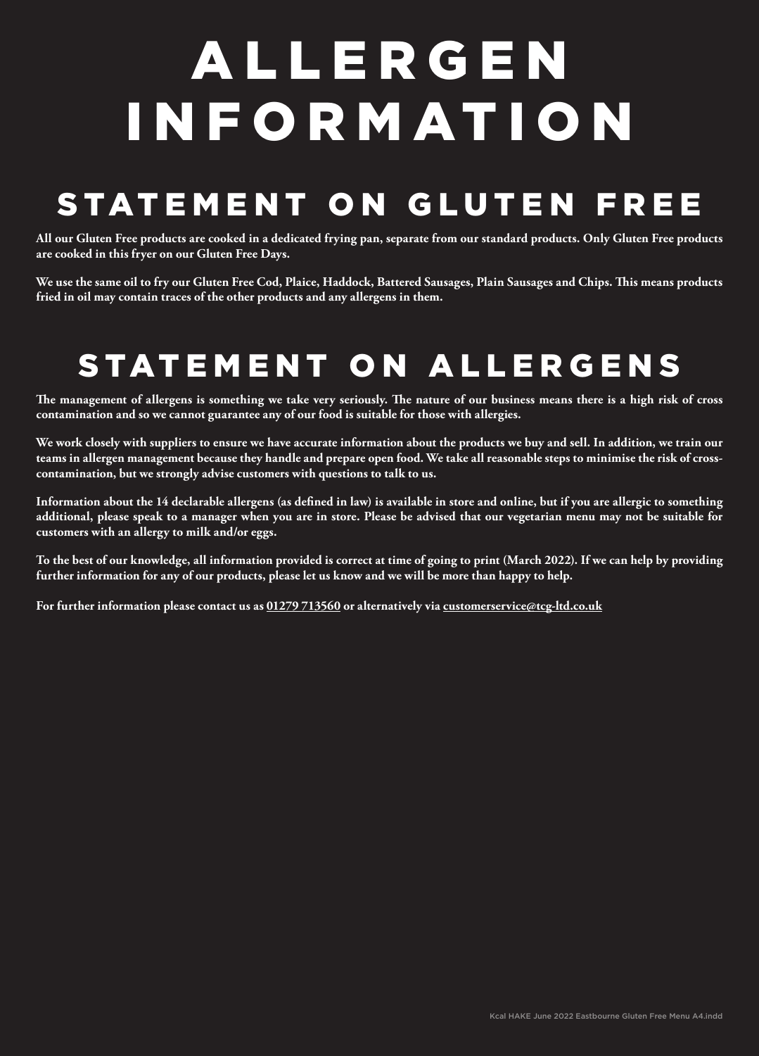# ALLERGEN INFORMATION

## STATEMENT ON GLUTEN FREE

**All our Gluten Free products are cooked in a dedicated frying pan, separate from our standard products. Only Gluten Free products are cooked in this fryer on our Gluten Free Days.**

**We use the same oil to fry our Gluten Free Cod, Plaice, Haddock, Battered Sausages, Plain Sausages and Chips. This means products fried in oil may contain traces of the other products and any allergens in them.**

## STATEMENT ON ALLERGENS

**The management of allergens is something we take very seriously. The nature of our business means there is a high risk of cross contamination and so we cannot guarantee any of our food is suitable for those with allergies.**

**We work closely with suppliers to ensure we have accurate information about the products we buy and sell. In addition, we train our teams in allergen management because they handle and prepare open food. We take all reasonable steps to minimise the risk of cross-contamination, but we strongly advise customers with questions to talk to us.**

**Information about the 14 declarable allergens (as defined in law) is available in store and online, but if you are allergic to something additional, please speak to a manager when you are in store. Please be advised that our vegetarian menu may not be suitable for customers with an allergy to milk and/or eggs.**

**To the best of our knowledge, all information provided is correct at time of going to print (March 2022). If we can help by providing further information for any of our products, please let us know and we will be more than happy to help.**

**For further information please contact us as 01279 713560 or alternatively via customerservice@tcg-ltd.co.uk**

Kcal HAKE June 2022 Eastbourne Gluten Free Menu A4.indd